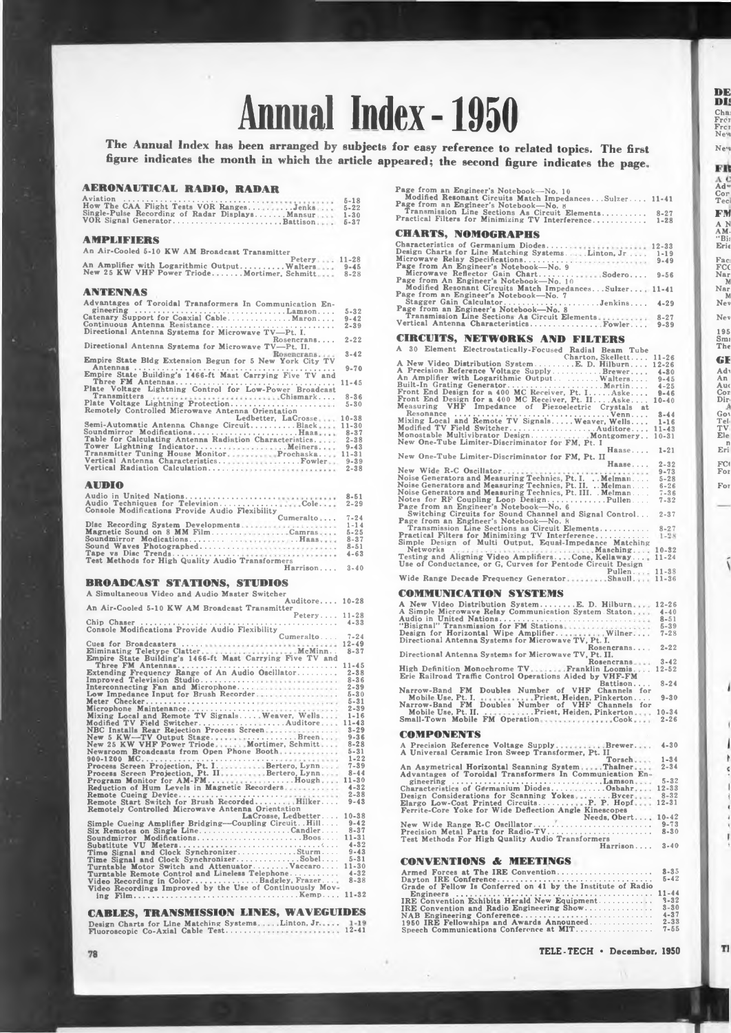# Annual Index - 1950

**The Annual Index has been arranged by subjects for easy reference to related topics. The first figure indicates the month in which the article appeared; the second figure indicates the page.**

## AERONAUTICAL RADIO, RADAR

- Aviation .... 5-18
- How The CAA Flight Tests VOR Ranges....Jenks.... 5-22
- Single-Pulse Recording of Radar Displays....Mansur.... 1-30
- VOR Signal Generator....Battison.... 5-37

## AMPLIFIERS

- An Air-Cooled 5-10 KW AM Broadcast Transmitter....Petery.... 11-28
- An Amplifier with Logarithmic Output....Walters.... 9-45
- New 25 KW VHF Power Triode....Mortimer, Schmitt.... 8-28

## ANTENNAS

- Advantages of Toroidal Transformers In Communication Engineering....Lamson.... 5-32
- Catenary Support for Coaxial Cable....Maron.... 9-42
- Continuous Antenna Resistance.... 2-39
- Directional Antenna Systems for Microwave TV—Pt. I....Rosencrans.... 2-22
- Directional Antenna Systems for Microwave TV—Pt. II....Rosencrans.... 3-42
- Empire State Bldg Extension Begun for 5 New York City TV Antennas.... 9-70
- Empire State Building's 1466-ft Mast Carrying Five TV and Three FM Antennas.... 11-45
- Plate Voltage Lightning Control for Low-Power Broadcast Transmitters....Chismark.... 8-36
- Plate Voltage Lightning Protection.... 5-30
- Remotely Controlled Microwave Antenna Orientation....Ledbetter, LaCrosse.... 10-38
- Semi-Automatic Antenna Change Circuit....Black.... 11-30
- Soundmirror Modifications....Haas.... 8-37
- Table for Calculating Antenna Radiation Characteristics.... 2-38
- Tower Lightning Indicator....Meiners.... 9-43
- Transmitter Tuning House Monitor....Prochaska.... 11-31
- Vertical Antenna Characteristics....Fowler.... 9-39
- Vertical Radiation Calculation.... 2-38

## AUDIO

- Audio in United Nations.... 8-51
- Audio Techniques for Television....Cole.... 2-29
- Console Modifications Provide Audio Flexibility....Cumeralto.... 7-24
- Disc Recording System Developments.... 1-14
- Magnetic Sound on 8 MM Film....Camras.... 5-25
- Soundmirror Modications....Haas.... 8-37
- Sound Waves Photographed.... 8-51
- Tape vs Disc Trends.... 4-63
- Test Methods for High Quality Audio Transformers....Harrison.... 3-40

## BROADCAST STATIONS, STUDIOS

- A Simultaneous Video and Audio Master Switcher....Auditore.... 10-28
- An Air-Cooled 5-10 KW AM Broadcast Transmitter....Petery.... 11-28
- Chip Chaser.... 4-33
- Console Modifications Provide Audio Flexibility....Cumeralto.... 7-24
- Cues for Broadcasters.... 12-49
- Eliminating Teletype Clatter....McMinn.... 8-37
- Empire State Building's 1466-ft Mast Carrying Five TV and Three FM Antennas.... 11-45
- Extending Frequency Range of An Audio Oscillator.... 2-38
- Improved Television Studio.... 8-36
- Interconnecting Fan and Microphone.... 2-39
- Low Impedance Input for Brush Recorder.... 5-30
- Meter Checker.... 5-31
- Microphone Maintenance.... 2-39
- Mixing Local and Remote TV Signals....Weaver, Wells.... 1-16
- Modified TV Field Switcher....Auditore.... 11-43
- NBC Installs Rear Rejection Process Screen.... 3-29
- New 5 KW—TV Output Stage....Breen.... 9-36
- New 25 KW VHF Power Triode....Mortimer, Schmitt.... 8-28
- Newsroom Broadcasts from Open Phone Booth.... 5-31
- 900-1200 MC.... 1-22
- Process Screen Projection, Pt. I....Bertero, Lynn.... 7-39
- Process Screen Projection, Pt. II....Bertero, Lynn.... 8-44
- Program Monitor for AM-FM....Hough.... 11-30
- Reduction of Hum Levels in Magnetic Recorders.... 4-32
- Remote Cueing Device.... 2-38
- Remote Start Switch for Brush Recorded....Hilker.... 9-43
- Remotely Controlled Microwave Antenna Orientation....LaCrosse, Ledbetter.... 10-38
- Simple Cueing Amplifier Bridging—Coupling Circuit..Hill.... 9-42
- Six Remotes on Single Line....Candler.... 8-37
- Soundmirror Modifications....Boos.... 11-31
- Substitute VU Meters.... 4-32
- Time Signal and Clock Synchronizer....Sturm.... 9-43
- Time Signal and Clock Synchronizer....Sobel.... 5-31
- Turntable Motor Switch and Attenuator....Vaccaro.... 11-30
- Turntable Remote Control and Lineless Telephone.... 4-32
- Video Recording in Color....Badgley, Frazer.... 8-38
- Video Recordings Improved by the Use of Continuously Moving Film....Kemp.... 11-32

## CABLES, TRANSMISSION LINES, WAVEGUIDES

- Design Charts for Line Matching Systems....Linton, Jr..... 1-19
- Fluoroscopic Co-Axial Cable Test.... 12-41
- Page from an Engineer's Notebook—No. 10 Modified Resonant Circuits Match Impedances...Sulzer.... 11-41
- Page from an Engineer's Notebook—No. 8 Transmission Line Sections As Circuit Elements.... 8-27
- Practical Filters for Minimizing TV Interference.... 1-28

## CHARTS, NOMOGRAPHS

- Characteristics of Germanium Diodes.... 12-33
- Design Charts for Line Matching Systems....Linton, Jr.... 1-19
- Microwave Relay Specifications.... 9-49
- Page from An Engineer's Notebook—No. 9 Microwave Reflector Gain Chart....Sodero.... 9-56
- Page from An Engineer's Notebook—No. 10 Modified Resonant Circuits Match Impedances....Sulzer.... 11-41
- Page from an Engineer's Notebook—No. 7 Stagger Gain Calculator....Jenkins.... 4-29
- Page from an Engineer's Notebook—No. 8 Transmission Line Sections As Circuit Elements.... 8-27
- Vertical Antenna Characteristics....Fowler.... 9-39

## CIRCUITS, NETWORKS AND FILTERS

- A 30 Element Electrostatically-Focused Radial Beam Tube....Charton, Skellett.... 11-26
- A New Video Distribution System....E. D. Hilburn.... 12-26
- A Precision Reference Voltage Supply....Brewer.... 4-30
- An Amplifier with Logarithmic Output....Walters.... 9-45
- Built-In Grating Generator....Martin.... 4-25
- Front End Design for a 400 MC Receiver, Pt. I....Aske.... 9-46
- Front End Design for a 400 MC Receiver, Pt. II....Aske.... 10-40
- Measuring VHF Impedance of Piezoelectric Crystals at Resonance....Venn.... 3-44
- Mixing Local and Remote TV Signals....Weaver, Wells.... 1-16
- Modified TV Field Switcher....Auditore.... 11-43
- Monostable Multivibrator Design....Montgomery.. 10-31
- New One-Tube Limiter-Discriminator for FM, Pt. I....Haase.... 1-21
- New One-Tube Limiter-Discriminator for FM, Pt. II....Haase.... 2-32
- New Wide R-C Oscillator.... 9-73
- Noise Generators and Measuring Technics, Pt. I....Melman.... 5-28
- Noise Generators and Measuring Technics, Pt. II....Melman.... 6-26
- Noise Generators and Measuring Technics, Pt. III....Melman.... 7-36
- Notes for RF Coupling Loop Design....Pullen.... 7-32
- Page from an Engineer's Notebook—No. 6 Switching Circuits for Sound Channel and Signal Control.... 2-37
- Page from an Engineer's Notebook—No. 8 Transmission Line Sections as Circuit Elements.... 8-27
- Practical Filters for Minimizing TV Interference.... 1-28
- Simple Design of Multi Output, Equal-Impedance Matching Networks....Masching.... 10-32
- Testing and Aligning Video Amplifiers....Cone, Kellaway.... 11-24
- Use of Conductance, or G, Curves for Pentode Circuit Design....Pullen.... 11-38
- Wide Range Decade Frequency Generator....Shaull.... 11-36

## COMMUNICATION SYSTEMS

- A New Video Distribution System....E. D. Hilburn.... 12-26
- A Simple Microwave Relay Communication System Staton.... 4-40
- Audio in United Nations.... 8-51
- "Bisignal" Transmission for FM Stations.... 5-39
- Design for Horizontal Wipe Amplifier....Wilner.... 7-28
- Directional Antenna Systems for Microwave TV, Pt. I....Rosencrans.... 2-22
- Directional Antenna Systems for Microwave TV, Pt. II....Rosencrans.... 3-42
- High Definition Monochrome TV....Franklin Loomis.... 12-52
- Erie Railroad Traffic Control Operations Aided by VHF-FM....Battison.... 8-24
- Narrow-Band FM Doubles Number of VHF Channels for Mobile Use, Pt. I....Priest, Heiden, Pinkerton.... 9-30
- Narrow-Band FM Doubles Number of VHF Channels for Mobile Use, Pt. II....Priest, Heiden, Pinkerton.... 10-34
- Small-Town Mobile FM Operation....Cook.... 2-26

## COMPONENTS

- A Precision Reference Voltage Supply....Brewer.... 4-30
- A Universal Ceramic Iron Sweep Transformer, Pt. II....Torsch.... 1-34
- An Asymetrical Horizontal Scanning System....Thalner.... 2-34
- Advantages of Toroidal Transformers In Communication Engineering....Lamson.... 5-32
- Characteristics of Germanium Diodes....Osbahr.... 12-33
- Design Considerations for Scanning Yokes....Bycer.... 8-32
- Elargo Low-Cost Printed Circuits....P. P. Hopf.... 12-31
- Ferrite-Core Yoke for Wide Deflection Angle Kinescopes....Needs, Obert.... 10-42
- New Wide Range R-C Oscillator.... 9-73
- Precision Metal Parts for Radio-TV.... 8-30
- Test Methods For High Quality Audio Transformers....Harrison.... 3-40

## CONVENTIONS & MEETINGS

- Armed Forces at The IRE Convention.... 3-35
- Dayton IRE Conference.... 5-42
- Grade of Fellow Is Conferred on 41 by the Institute of Radio Engineers.... 11-44
- IRE Convention Exhibits Herald New Equipment.... 3-32
- IRE Convention and Radio Engineering Show.... 3-30
- NAB Engineering Conference.... 4-37
- 1950 IRE Fellowships and Awards Announced.... 2-33
- Speech Communications Conference at MIT.... 7-55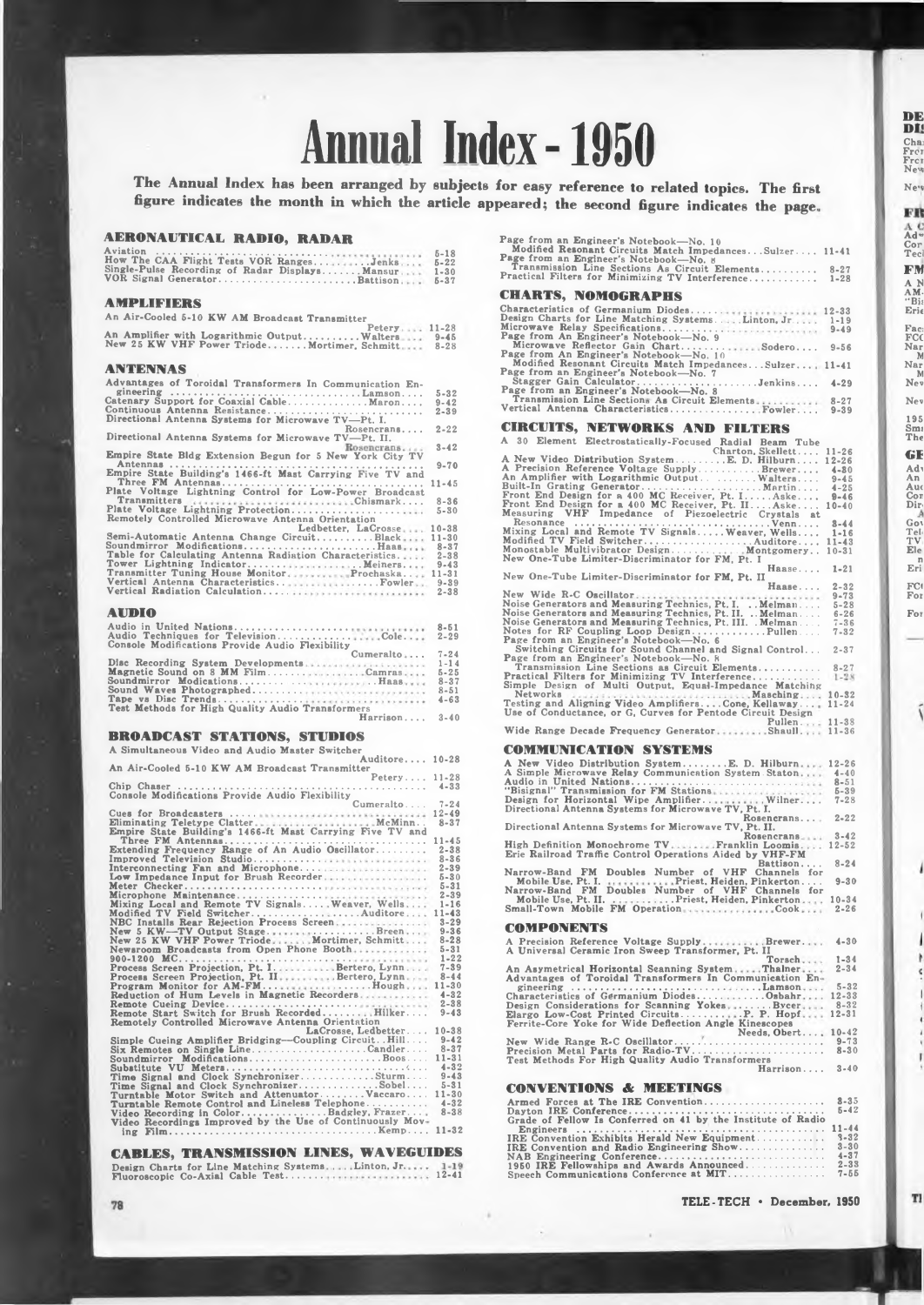# Annual Index - 1950

**The Annual Index has been arranged by subjects for easy reference to related topics. The first figure indicates the month in which the article appeared; the second figure indicates the page.**

## AERONAUTICAL RADIO, RADAR

- Aviation ... 5-18
- How The CAA Flight Tests VOR Ranges ... Jenks ... 5-22
- Single-Pulse Recording of Radar Displays ... Mansur ... 1-30
- VOR Signal Generator ... Battison ... 5-37

## AMPLIFIERS

- An Air-Cooled 5-10 KW AM Broadcast Transmitter ... Petery ... 11-28
- An Amplifier with Logarithmic Output ... Walters ... 9-45
- New 25 KW VHF Power Triode ... Mortimer, Schmitt ... 8-28

## ANTENNAS

- Advantages of Toroidal Transformers In Communication Engineering ... Lamson ... 5-32
- Catenary Support for Coaxial Cable ... Maron ... 9-42
- Continuous Antenna Resistance ... 2-39
- Directional Antenna Systems for Microwave TV—Pt. I. ... Rosencrans ... 2-22
- Directional Antenna Systems for Microwave TV—Pt. II. ... Rosencrans ... 3-42
- Empire State Bldg Extension Begun for 5 New York City TV Antennas ... 9-70
- Empire State Building's 1466-ft Mast Carrying Five TV and Three FM Antennas ... 11-45
- Plate Voltage Lightning Control for Low-Power Broadcast Transmitters ... Chismark ... 8-36
- Plate Voltage Lightning Protection ... 5-30
- Remotely Controlled Microwave Antenna Orientation ... Ledbetter, LaCrosse ... 10-38
- Semi-Automatic Antenna Change Circuit ... Black ... 11-30
- Soundmirror Modifications ... Haas ... 8-37
- Table for Calculating Antenna Radiation Characteristics ... 2-38
- Tower Lightning Indicator ... Meiners ... 9-43
- Transmitter Tuning House Monitor ... Prochaska ... 11-31
- Vertical Antenna Characteristics ... Fowler ... 9-39
- Vertical Radiation Calculation ... 2-38

## AUDIO

- Audio in United Nations ... 8-51
- Audio Techniques for Television ... Cole ... 2-29
- Console Modifications Provide Audio Flexibility ... Cumeralto ... 7-24
- Disc Recording System Developments ... 1-14
- Magnetic Sound on 8 MM Film ... Camras ... 5-25
- Soundmirror Modications ... Haas ... 8-37
- Sound Waves Photographed ... 8-51
- Tape vs Disc Trends ... 4-63
- Test Methods for High Quality Audio Transformers ... Harrison ... 3-40

## BROADCAST STATIONS, STUDIOS

- A Simultaneous Video and Audio Master Switcher ... Auditore ... 10-28
- An Air-Cooled 5-10 KW AM Broadcast Transmitter ... Petery ... 11-28
- Chip Chaser ... 4-33
- Console Modifications Provide Audio Flexibility ... Cumeralto ... 7-24
- Cues for Broadcasters ... 12-49
- Eliminating Teletype Clatter ... McMinn ... 8-37
- Empire State Building's 1466-ft Mast Carrying Five TV and Three FM Antennas ... 11-45
- Extending Frequency Range of An Audio Oscillator ... 2-38
- Improved Television Studio ... 8-36
- Interconnecting Fan and Microphone ... 2-39
- Low Impedance Input for Brush Recorder ... 5-30
- Meter Checker ... 5-31
- Microphone Maintenance ... 2-39
- Mixing Local and Remote TV Signals ... Weaver, Wells ... 1-16
- Modified TV Field Switcher ... Auditore ... 11-43
- NBC Installs Rear Rejection Process Screen ... 3-29
- New 5 KW—TV Output Stage ... Breen ... 9-36
- New 25 KW VHF Power Triode ... Mortimer, Schmitt ... 8-28
- Newsroom Broadcasts from Open Phone Booth ... 5-31
- 900-1200 MC ... 1-22
- Process Screen Projection, Pt. I. ... Bertero, Lynn ... 7-39
- Process Screen Projection, Pt. II. ... Bertero, Lynn ... 8-44
- Program Monitor for AM-FM ... Hough ... 11-30
- Reduction of Hum Levels in Magnetic Recorders ... 4-32
- Remote Cueing Device ... 2-38
- Remote Start Switch for Brush Recorded ... Hilker ... 9-43
- Remotely Controlled Microwave Antenna Orientation ... LaCrosse, Ledbetter ... 10-38
- Simple Cueing Amplifier Bridging—Coupling Circuit ... Hill ... 9-42
- Six Remotes on Single Line ... Candler ... 8-37
- Soundmirror Modifications ... Boos ... 11-31
- Substitute VU Meters ... 4-32
- Time Signal and Clock Synchronizer ... Sturm ... 9-43
- Time Signal and Clock Synchronizer ... Sobel ... 5-31
- Turntable Motor Switch and Attenuator ... Vaccaro ... 11-30
- Turntable Remote Control and Lineless Telephone ... 4-32
- Video Recording in Color ... Badgley, Frazer ... 8-38
- Video Recordings Improved by the Use of Continuously Moving Film ... Kemp ... 11-32

## CABLES, TRANSMISSION LINES, WAVEGUIDES

- Design Charts for Line Matching Systems ... Linton, Jr. ... 1-19
- Fluoroscopic Co-Axial Cable Test ... 12-41
- Page from an Engineer's Notebook—No. 10 Modified Resonant Circuits Match Impedances ... Sulzer ... 11-41
- Page from an Engineer's Notebook—No. 8 Transmission Line Sections As Circuit Elements ... 8-27
- Practical Filters for Minimizing TV Interference ... 1-28

## CHARTS, NOMOGRAPHS

- Characteristics of Germanium Diodes ... 12-33
- Design Charts for Line Matching Systems ... Linton, Jr ... 1-19
- Microwave Relay Specifications ... 9-49
- Page from An Engineer's Notebook—No. 9 Microwave Reflector Gain Chart ... Sodero ... 9-56
- Page from An Engineer's Notebook—No. 10 Modified Resonant Circuits Match Impedances ... Sulzer ... 11-41
- Page from an Engineer's Notebook—No. 7 Stagger Gain Calculator ... Jenkins ... 4-29
- Page from an Engineer's Notebook—No. 8 Transmission Line Sections As Circuit Elements ... 8-27
- Vertical Antenna Characteristics ... Fowler ... 9-39

## CIRCUITS, NETWORKS AND FILTERS

- A 30 Element Electrostatically-Focused Radial Beam Tube ... Charton, Skellett ... 11-26
- A New Video Distribution System ... E. D. Hilburn ... 12-26
- A Precision Reference Voltage Supply ... Brewer ... 4-30
- An Amplifier with Logarithmic Output ... Walters ... 9-45
- Built-In Grating Generator ... Martin ... 4-25
- Front End Design for a 400 MC Receiver, Pt. I. ... Aske ... 9-46
- Front End Design for a 400 MC Receiver, Pt. II. ... Aske ... 10-40
- Measuring VHF Impedance of Piezoelectric Crystals at Resonance ... Venn ... 3-44
- Mixing Local and Remote TV Signals ... Weaver, Wells ... 1-16
- Modified TV Field Switcher ... Auditore ... 11-43
- Monostable Multivibrator Design ... Montgomery ... 10-31
- New One-Tube Limiter-Discriminator for FM, Pt. I ... Haase ... 1-21
- New One-Tube Limiter-Discriminator for FM, Pt. II ... Haase ... 2-32
- New Wide R-C Oscillator ... 9-73
- Noise Generators and Measuring Technics, Pt. I. ... Melman ... 5-28
- Noise Generators and Measuring Technics, Pt. II. ... Melman ... 6-26
- Noise Generators and Measuring Technics, Pt. III. ... Melman ... 7-36
- Notes for RF Coupling Loop Design ... Pullen ... 7-32
- Page from an Engineer's Notebook—No. 6 Switching Circuits for Sound Channel and Signal Control ... 2-37
- Page from an Engineer's Notebook—No. 8 Transmission Line Sections as Circuit Elements ... 8-27
- Practical Filters for Minimizing TV Interference ... 1-28
- Simple Design of Multi Output, Equal-Impedance Matching Networks ... Masching ... 10-32
- Testing and Aligning Video Amplifiers ... Cone, Kellaway ... 11-24
- Use of Conductance, or G, Curves for Pentode Circuit Design ... Pullen ... 11-38
- Wide Range Decade Frequency Generator ... Shaull ... 11-36

## COMMUNICATION SYSTEMS

- A New Video Distribution System ... E. D. Hilburn ... 12-26
- A Simple Microwave Relay Communication System ... Staton ... 4-40
- Audio in United Nations ... 8-51
- "Bisignal" Transmission for FM Stations ... 5-39
- Design for Horizontal Wipe Amplifier ... Wilner ... 7-28
- Directional Antenna Systems for Microwave TV, Pt. I. ... Rosencrans ... 2-22
- Directional Antenna Systems for Microwave TV, Pt. II. ... Rosencrans ... 3-42
- High Definition Monochrome TV ... Franklin Loomis ... 12-52
- Erie Railroad Traffic Control Operations Aided by VHF-FM ... Battison ... 8-24
- Narrow-Band FM Doubles Number of VHF Channels for Mobile Use, Pt. I. ... Priest, Heiden, Pinkerton ... 9-30
- Narrow-Band FM Doubles Number of VHF Channels for Mobile Use, Pt. II. ... Priest, Heiden, Pinkerton ... 10-34
- Small-Town Mobile FM Operation ... Cook ... 2-26

## COMPONENTS

- A Precision Reference Voltage Supply ... Brewer ... 4-30
- A Universal Ceramic Iron Sweep Transformer, Pt. II ... Torsch ... 1-34
- An Asymetrical Horizontal Scanning System ... Thalner ... 2-34
- Advantages of Toroidal Transformers In Communication Engineering ... Lamson ... 5-32
- Characteristics of Germanium Diodes ... Osbahr ... 12-33
- Design Considerations for Scanning Yokes ... Bycer ... 8-32
- Elargo Low-Cost Printed Circuits ... P. P. Hopf ... 12-31
- Ferrite-Core Yoke for Wide Deflection Angle Kinescopes ... Needs, Obert ... 10-42
- New Wide Range R-C Oscillator ... 9-73
- Precision Metal Parts for Radio-TV ... 8-30
- Test Methods For High Quality Audio Transformers ... Harrison ... 3-40

## CONVENTIONS & MEETINGS

- Armed Forces at The IRE Convention ... 3-35
- Dayton IRE Conference ... 5-42
- Grade of Fellow Is Conferred on 41 by the Institute of Radio Engineers ... 11-44
- IRE Convention Exhibits Herald New Equipment ... 3-32
- IRE Convention and Radio Engineering Show ... 3-30
- NAB Engineering Conference ... 4-37
- 1950 IRE Fellowships and Awards Announced ... 2-33
- Speech Communications Conference at MIT ... 7-55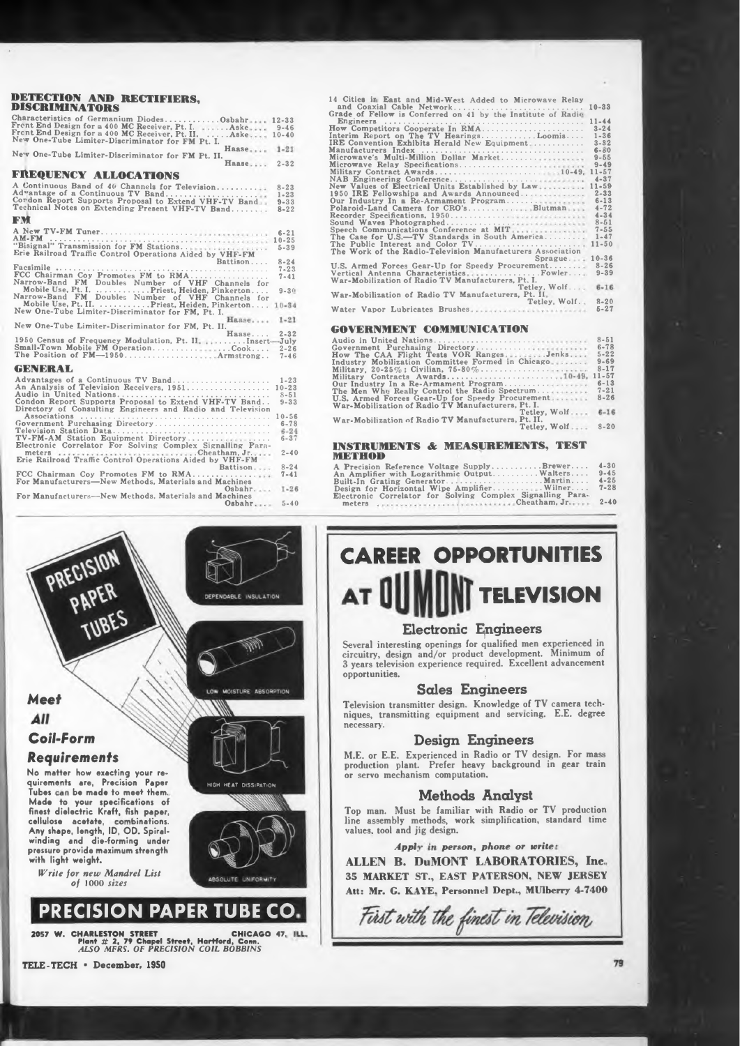## DETECTION AND RECTIFIERS, DISCRIMINATORS

- Characteristics of Germanium Diodes............Osbahr.... 12-33
- Front End Design for a 400 MC Receiver, Pt. I. .......Aske.... 9-46
- Front End Design for a 400 MC Receiver, Pt. II. ......Aske.... 10-40
- New One-Tube Limiter-Discriminator for FM Pt. I. Haase.... 1-21
- New One-Tube Limiter-Discriminator for FM Pt. II. Haase.... 2-32

## FREQUENCY ALLOCATIONS

- A Continuous Band of 46 Channels for Television.......... 8-23
- Advantage of a Continuous TV Band.......................... 1-23
- Condon Report Supports Proposal to Extend VHF-TV Band.. 9-33
- Technical Notes on Extending Present VHF-TV Band........ 8-22

## FM

- A New TV-FM Tuner............................................ 6-21
- AM-FM ......................................................... 10-25
- "Bisignal" Transmission for FM Stations..................... 5-39
- Erie Railroad Traffic Control Operations Aided by VHF-FM Battison.... 8-24
- Facsimile ..................................................... 7-23
- FCC Chairman Coy Promotes FM to RMA....................... 7-41
- Narrow-Band FM Doubles Number of VHF Channels for Mobile Use, Pt. I. ..............Priest, Heiden, Pinkerton.... 9-30
- Narrow-Band FM Doubles Number of VHF Channels for Mobile Use, Pt. II. ...........Priest, Heiden, Pinkerton.... 10-34
- New One-Tube Limiter-Discriminator for FM, Pt. I. Haase.... 1-21
- New One-Tube Limiter-Discriminator for FM, Pt. II. Haase.... 2-32
- 1950 Census of Frequency Modulation, Pt. II. .........Insert—July
- Small-Town Mobile FM Operation.....................Cook.... 2-26
- The Position of FM—1950......................Armstrong.. 7-46

## GENERAL

- Advantages of a Continuous TV Band........................ 1-23
- An Analysis of Television Receivers, 1951.................. 10-23
- Audio in United Nations...................................... 8-51
- Condon Report Supports Proposal to Extend VHF-TV Band.. 9-33
- Directory of Consulting Engineers and Radio and Television Associations ............................................. 10-56
- Government Purchasing Directory............................ 6-78
- Television Station Data...................................... 6-24
- TV-FM-AM Station Equipment Directory..................... 6-37
- Electronic Correlator For Solving Complex Signalling Parameters ...............................Cheatham, Jr...... 2-40
- Erie Railroad Traffic Control Operations Aided by VHF-FM Battison.... 8-24
- FCC Chairman Coy Promotes FM to RMA...................... 7-41
- For Manufacturers—New Methods, Materials and Machines Osbahr.... 1-26
- For Manufacturers—New Methods, Materials and Machines Osbahr.... 5-40
- 14 Cities in East and Mid-West Added to Microwave Relay and Coaxial Cable Network................................ 10-33
- Grade of Fellow is Conferred on 41 by the Institute of Radio Engineers ..................................................... 11-44
- How Competitors Cooperate In RMA......................... 3-24
- Interim Report on The TV Hearings..............Loomis.... 1-36
- IRE Convention Exhibits Herald New Equipment............ 3-32
- Manufacturers Index .......................................... 6-80
- Microwave's Multi-Million Dollar Market.................... 9-55
- Microwave Relay Specifications.............................. 9-49
- Military Contract Awards..............................10-49, 11-57
- NAB Engineering Conference.................................. 4-37
- New Values of Electrical Units Established by Law.......... 11-59
- 1950 IRE Fellowships and Awards Announced................ 2-33
- Our Industry In a Re-Armament Program..................... 6-13
- Polaroid-Land Camera for CRO's...............Blutman.... 4-72
- Recorder Specifications, 1950................................ 4-34
- Sound Waves Photographed.................................... 8-51
- Speech Communications Conference at MIT.................. 7-55
- The Case for U.S.—TV Standards in South America.......... 1-47
- The Public Interest and Color TV............................ 11-50
- The Work of the Radio-Television Manufacturers Association Sprague.... 10-36
- U.S. Armed Forces Gear-Up for Speedy Procurement........ 8-26
- Vertical Antenna Characteristics...............Fowler.... 9-39
- War-Mobilization of Radio TV Manufacturers, Pt. I. Tetley, Wolf.... 6-16
- War-Mobilization of Radio TV Manufacturers, Pt. II. Tetley, Wolf.. 8-20
- Water Vapor Lubricates Brushes............................. 5-27

## GOVERNMENT COMMUNICATION

- Audio in United Nations...................................... 8-51
- Government Purchasing Directory............................ 6-78
- How The CAA Flight Tests VOR Ranges..........Jenks.... 5-22
- Industry Mobilization Committee Formed in Chicago......... 9-69
- Military, 20-25%; Civilian, 75-80%........................ 8-17
- Military Contracts Awards...........................10-49, 11-57
- Our Industry In a Re-Armament Program..................... 6-13
- The Men Who Really Control the Radio Spectrum............ 7-21
- U.S. Armed Forces Gear-Up for Speedy Procurement......... 8-26
- War-Mobilization of Radio TV Manufacturers, Pt. I. Tetley, Wolf.... 6-16
- War-Mobilization of Radio TV Manufacturers, Pt. II. Tetley, Wolf.... 8-20

## INSTRUMENTS & MEASUREMENTS, TEST METHOD

- A Precision Reference Voltage Supply...........Brewer.... 4-30
- An Amplifier with Logarithmic Output...........Walters.... 9-45
- Built-In Grating Generator......................Martin.... 4-25
- Design for Horizontal Wipe Amplifier............Wilner.... 7-28
- Electronic Correlator for Solving Complex Signalling Parameters ...............................Cheatham, Jr...... 2-40

---

# PRECISION PAPER TUBES

DEPENDABLE INSULATION

LOW MOISTURE ABSORPTION

HIGH HEAT DISSIPATION

ABSOLUTE UNIFORMITY

## *Meet All Coil-Form Requirements*

No matter how exacting your requirements are, Precision Paper Tubes can be made to meet them. Made to your specifications of finest dielectric Kraft, fish paper, cellulose acetate, combinations. Any shape, length, ID, OD. Spiral-winding and die-forming under pressure provide maximum strength with light weight.

*Write for new Mandrel List of 1000 sizes*

## PRECISION PAPER TUBE CO.

2057 W. CHARLESTON STREET CHICAGO 47, ILL.
Plant # 2, 79 Chapel Street, Hartford, Conn.
*ALSO MFRS. OF PRECISION COIL BOBBINS*

---

# CAREER OPPORTUNITIES AT DUMONT TELEVISION

### Electronic Engineers

Several interesting openings for qualified men experienced in circuitry, design and/or product development. Minimum of 3 years television experience required. Excellent advancement opportunities.

### Sales Engineers

Television transmitter design. Knowledge of TV camera techniques, transmitting equipment and servicing. E.E. degree necessary.

### Design Engineers

M.E. or E.E. Experienced in Radio or TV design. For mass production plant. Prefer heavy background in gear train or servo mechanism computation.

### Methods Analyst

Top man. Must be familiar with Radio or TV production line assembly methods, work simplification, standard time values, tool and jig design.

*Apply in person, phone or write:*

**ALLEN B. DuMONT LABORATORIES, Inc.**
**35 MARKET ST., EAST PATERSON, NEW JERSEY**
**Att: Mr. G. KAYE, Personnel Dept., MUlberry 4-7400**

*First with the finest in Television*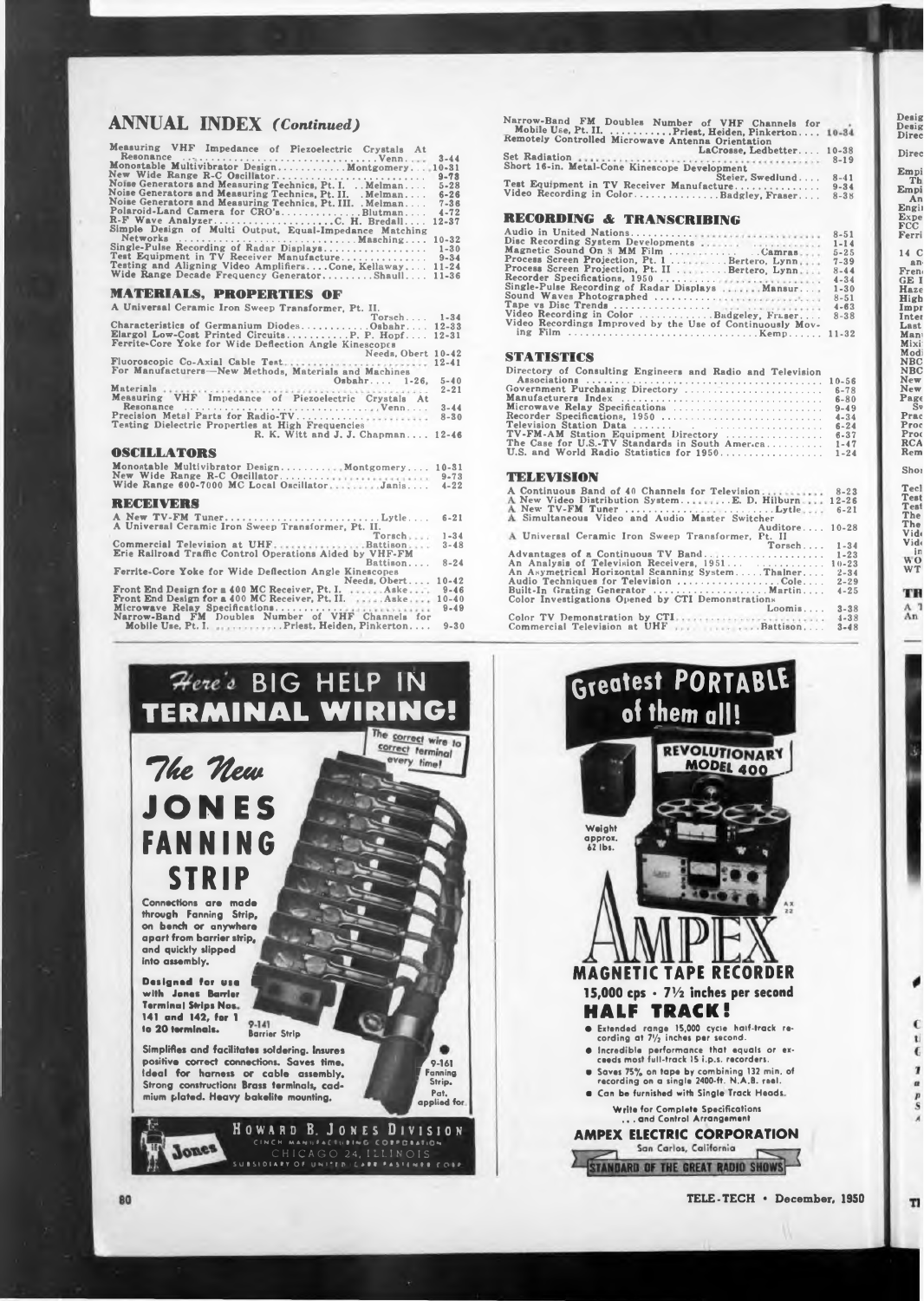## ANNUAL INDEX *(Continued)*

Measuring VHF Impedance of Piezoelectric Crystals At Resonance ..... Venn .... 3-44
Monostable Multivibrator Design ..... Montgomery .... 10-31
New Wide Range R-C Oscillator ..... 9-73
Noise Generators and Measuring Technics, Pt. I. ..... Melman .... 5-28
Noise Generators and Measuring Technics, Pt. II. ..... Melman .... 6-26
Noise Generators and Measuring Technics, Pt. III. ..... Melman .... 7-36
Polaroid-Land Camera for CRO's ..... Blutman .... 4-72
R-F Wave Analyzer ..... C. H. Bredall .... 12-37
Simple Design of Multi Output, Equal-Impedance Matching Networks ..... Masching .... 10-32
Single-Pulse Recording of Radar Displays ..... 1-30
Test Equipment in TV Receiver Manufacture ..... 9-34
Testing and Aligning Video Amplifiers .... Cone, Kellaway .... 11-24
Wide Range Decade Frequency Generator ..... Shaull .... 11-36

### MATERIALS, PROPERTIES OF

A Universal Ceramic Iron Sweep Transformer, Pt. II. ..... Torsch .... 1-34
Characteristics of Germanium Diodes ..... Osbahr .... 12-33
Elargol Low-Cost Printed Circuits ..... P. P. Hopf .... 12-31
Ferrite-Core Yoke for Wide Deflection Angle Kinescopes ..... Needs, Obert 10-42
Fluoroscopic Co-Axial Cable Test ..... 12-41
For Manufacturers—New Methods, Materials and Machines ..... Osbahr .... 1-26, 5-40
Materials ..... 2-21
Measuring VHF Impedance of Piezoelectric Crystals At Resonance ..... Venn .... 3-44
Precision Metal Parts for Radio-TV ..... 8-30
Testing Dielectric Properties at High Frequencies ..... R. K. Witt and J. J. Chapman .... 12-46

### OSCILLATORS

Monostable Multivibrator Design ..... Montgomery .... 10-31
New Wide Range R-C Oscillator ..... 9-73
Wide Range 600-7000 MC Local Oscillator ..... Janis .... 4-22

### RECEIVERS

A New TV-FM Tuner ..... Lytle .... 6-21
A Universal Ceramic Iron Sweep Transformer, Pt. II. ..... Torsch .... 1-34
Commercial Television at UHF ..... Battison .... 3-48
Erie Railroad Traffic Control Operations Aided by VHF-FM ..... Battison .... 8-24
Ferrite-Core Yoke for Wide Deflection Angle Kinescopes ..... Needs, Obert .... 10-42
Front End Design for a 400 MC Receiver, Pt. I. ..... Aske .... 9-46
Front End Design for a 400 MC Receiver, Pt. II. ..... Aske .... 10-40
Microwave Relay Specifications ..... 9-49
Narrow-Band FM Doubles Number of VHF Channels for Mobile Use, Pt. I. ..... Priest, Heiden, Pinkerton .... 9-30
Narrow-Band FM Doubles Number of VHF Channels for Mobile Use, Pt. II. ..... Priest, Heiden, Pinkerton .... 10-34
Remotely Controlled Microwave Antenna Orientation ..... LaCrosse, Ledbetter .... 10-38
Set Radiation ..... 8-19
Short 16-in. Metal-Cone Kinescope Development ..... Steier, Swedlund .... 8-41
Test Equipment in TV Receiver Manufacture ..... 9-34
Video Recording in Color ..... Badgley, Fraser .... 8-38

### RECORDING & TRANSCRIBING

Audio in United Nations ..... 8-51
Disc Recording System Developments ..... 1-14
Magnetic Sound On 8 MM Film ..... Camras .... 5-25
Process Screen Projection, Pt. I ..... Bertero, Lynn .... 7-39
Process Screen Projection, Pt. II ..... Bertero, Lynn .... 8-44
Recorder Specifications, 1950 ..... 4-34
Single-Pulse Recording of Radar Displays ..... Mansur .... 1-30
Sound Waves Photographed ..... 8-51
Tape vs Disc Trends ..... 4-63
Video Recording in Color ..... Badgeley, Fraser .... 8-38
Video Recordings Improved by the Use of Continuously Moving Film ..... Kemp .... 11-32

### STATISTICS

Directory of Consulting Engineers and Radio and Television Associations ..... 10-56
Government Purchasing Directory ..... 6-78
Manufacturers Index ..... 6-80
Microwave Relay Specifications ..... 9-49
Recorder Specifications, 1950 ..... 4-34
Television Station Data ..... 6-24
TV-FM-AM Station Equipment Directory ..... 6-37
The Case for U.S.-TV Standards in South America ..... 1-47
U.S. and World Radio Statistics for 1950 ..... 1-24

### TELEVISION

A Continuous Band of 40 Channels for Television ..... 8-23
A New Video Distribution System ..... E. D. Hilburn .... 12-26
A New TV-FM Tuner ..... Lytle .... 6-21
A Simultaneous Video and Audio Master Switcher ..... Auditore .... 10-28
A Universal Ceramic Iron Sweep Transformer, Pt. II ..... Torsch .... 1-34
Advantages of a Continuous TV Band ..... 1-23
An Analysis of Television Receivers, 1951 ..... 10-23
An Asymetrical Horizontal Scanning System ..... Thalner .... 2-34
Audio Techniques for Television ..... Cole .... 2-29
Built-In Grating Generator ..... Martin .... 4-25
Color Investigations Opened by CTI Demonstration ..... Loomis .... 3-38
Color TV Demonstration by CTI ..... 4-38
Commercial Television at UHF ..... Battison .... 3-48

---

Here's BIG HELP IN **TERMINAL WIRING!**

The correct wire to correct terminal every time!

*The New* **JONES FANNING STRIP**

Connections are made through Fanning Strip, on bench or anywhere apart from barrier strip, and quickly slipped into assembly.

**Designed for use with Jones Barrier Terminal Strips Nos. 141 and 142, for 1 to 20 terminals.**

9-141 Barrier Strip

9-161 Fanning Strip. Pat. applied for.

Simplifies and facilitates soldering. Insures positive correct connections. Saves time. Ideal for harness or cable assembly. Strong construction: Brass terminals, cadmium plated. Heavy bakelite mounting.

**HOWARD B. JONES DIVISION**
CINCH MANUFACTURING CORPORATION
CHICAGO 24, ILLINOIS
SUBSIDIARY OF UNITED CARR FASTENER CORP.

---

**Greatest PORTABLE of them all!**

REVOLUTIONARY MODEL 400

Weight approx. 62 lbs.

**AMPEX**

**MAGNETIC TAPE RECORDER**

**15,000 cps • 7½ inches per second**

**HALF TRACK!**

- Extended range 15,000 cycle half-track recording at 7½ inches per second.
- Incredible performance that equals or exceeds most full-track 15 i.p.s. recorders.
- Saves 75% on tape by combining 132 min. of recording on a single 2400-ft. N.A.B. reel.
- Can be furnished with Single Track Heads.

Write for Complete Specifications ... and Control Arrangement

**AMPEX ELECTRIC CORPORATION**
San Carlos, California

STANDARD OF THE GREAT RADIO SHOWS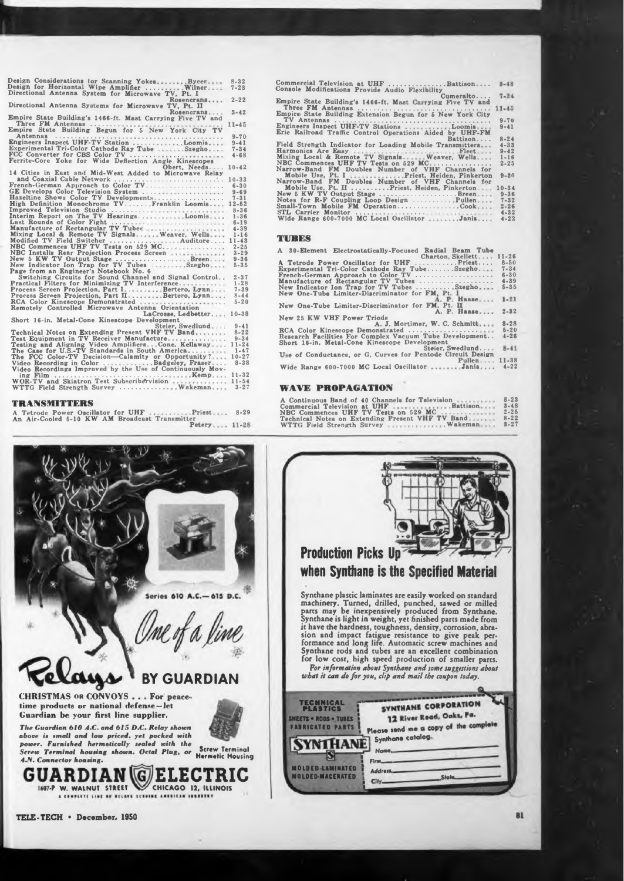Design Considerations for Scanning Yokes ........ Bycer .... 8-32
Design for Horizontal Wipe Amplifier ........ Wilner .... 7-28
Directional Antenna System for Microwave TV, Pt. I
Rosencrans .... 2-22
Directional Antenna Systems for Microwave TV, Pt. II
Rosencrans .... 3-42
Empire State Building's 1466-ft. Mast Carrying Five TV and Three FM Antennas .... 11-45
Empire State Building Begun for 5 New York City TV Antennas .... 9-70
Engineers Inspect UHF-TV Station ........ Loomis .... 9-41
Experimental Tri-Color Cathode Ray Tube ........ Szegho .... 7-34
FCC Converter for CBS Color TV .... 4-68
Ferrite-Core Yoke for Wide Deflection Angle Kinescopes
Obert, Needs .... 10-42
14 Cities in East and Mid-West Added to Microwave Relay and Coaxial Cable Network .... 10-33
French-German Approach to Color TV .... 6-30
GE Develops Color Television System .... 9-69
Hazeltine Shows Color TV Developments .... 7-31
High Definition Monochrome TV ........ Franklin Loomis .... 12-52
Improved Television Studio .... 8-36
Interim Report on The TV Hearings ........ Loomis .... 1-36
Last Rounds of Color Fight .... 6-19
Manufacture of Rectangular TV Tubes .... 4-39
Mixing Local & Remote TV Signals ...... Weaver, Wells .... 1-16
Modified TV Field Switcher ........ Auditore .... 11-43
NBC Commences UHF TV Tests on 529 MC .... 2-25
NBC Installs Rear Projection Process Screen .... 3-29
New 5 KW TV Output Stage ........ Breen .... 9-36
New Indicator Ion Trap for TV Tubes ........ Szegho .... 5-35
Page from an Engineer's Notebook No. 6
Switching Circuits for Sound Channel and Signal Control .. 2-37
Practical Filters for Minimizing TV Interference .... 1-28
Process Screen Projection, Part I ........ Bertero, Lynn .... 7-39
Process Screen Projection, Part II ........ Bertero, Lynn .... 8-44
RCA Color Kinescope Demonstrated .... 5-20
Remotely Controlled Microwave Antenna Orientation
LaCrosse, Ledbetter .... 10-38
Short 16-in. Metal-Cone Kinescope Development
Steier, Swedlund .... 9-41
Technical Notes on Extending Present VHF TV Band .... 8-22
Test Equipment in TV Receiver Manufacture .... 9-34
Testing and Aligning Video Amplifiers ... Cone, Kellaway .... 11-24
The Case for U.S.-TV Standards in South America .... 1-47
The FCC Color-TV Decision—Calamity or Opportunity? .... 10-27
Video Recording in Color ........ Badgeley, Fraser .... 8-38
Video Recordings Improved by the Use of Continuously Moving Film ........ Kemp .... 11-32
WOR-TV and Skiatron Test Subscribervision .... 11-54
WTTG Field Strength Survey ........ Wakeman .... 3-27

## TRANSMITTERS

A Tetrode Power Oscillator for UHF ........ Priest .... 8-29
An Air-Cooled 5-10 KW AM Broadcast Transmitter
Petery .... 11-28

Commercial Television at UHF ........ Battison .... 3-48
Console Modifications Provide Audio Flexibility
Cumeralto .... 7-24
Empire State Building's 1466-ft. Mast Carrying Five TV and Three FM Antennas .... 11-45
Empire State Building Extension Begun for 5 New York City TV Antennas .... 9-70
Engineers Inspect UHF-TV Stations ........ Loomis .... 9-41
Erie Railroad Traffic Control Operations Aided by UHF-FM
Battison .... 8-24
Field Strength Indicator for Loading Mobile Transmitters .... 4-33
Harmonics Are Easy ........ Fleet .... 9-42
Mixing Local & Remote TV Signals ...... Weaver, Wells .... 1-16
NBC Commences UHF TV Tests on 529 MC .... 2-25
Narrow-Band FM Doubles Number of VHF Channels for Mobile Use, Pt. I ........ Priest, Heiden, Pinkerton .... 9-30
Narrow-Band FM Doubles Number of VHF Channels for Mobile Use, Pt. II ........ Priest, Heiden, Pinkerton .... 10-34
New 5 KW TV Output Stage ........ Breen .... 9-36
Notes for R-F Coupling Loop Design ........ Pullen .... 7-32
Small-Town Mobile FM Operation ........ Cook .... 2-26
STL Carrier Monitor .... 4-32
Wide Range 600-7000 MC Local Oscillator ........ Janis .... 4-22

## TUBES

A 30-Element Electrostatically-Focused Radial Beam Tube
Charton, Skellett .... 11-26
A Tetrode Power Oscillator for UHF ........ Priest .... 8-50
Experimental Tri-Color Cathode Ray Tube ........ Szegho .... 7-34
French-German Approach to Color TV .... 6-30
Manufacture of Rectangular TV Tubes .... 4-39
New Indicator Ion Trap for TV Tubes ........ Szegho .... 5-35
New One-Tube Limiter-Discriminator for FM, Pt. I
A. P. Haase .... 1-21
New One-Tube Limiter-Discriminator for FM, Pt. II
A. P. Haase .... 2-32
New 25 KW VHF Power Triode
A. J. Mortimer, W. C. Schmitt .... 8-28
RCA Color Kinescope Demonstrated .... 5-20
Research Facilities For Complex Vacuum Tube Development .. 4-26
Short 16-in. Metal-Cone Kinescope Development
Steier, Swedlund .... 8-41
Use of Conductance, or G, Curves for Pentode Circuit Design
Pullen .... 11-38
Wide Range 600-7000 MC Local Oscillator ........ Janis .... 4-22

## WAVE PROPAGATION

A Continuous Band of 40 Channels for Television .... 8-23
Commercial Television at UHF ........ Battison .... 3-48
NBC Commences UHF TV Tests on 529 MC .... 2-25
Technical Notes on Extending Present VHF TV Band .... 8-22
WTTG Field Strength Survey ........ Wakeman .... 3-27

Series 610 A.C.—615 D.C.

*One of a line*

**Relays BY GUARDIAN**

**CHRISTMAS OR CONVOYS . . . For peace-time products or national defense—let Guardian be your first line supplier.**

*The Guardian 610 A.C. and 615 D.C. Relay shown above is small and low priced, yet packed with power. Furnished hermetically sealed with the Screw Terminal housing shown. Octal Plug, or A.N. Connector housing.*

Screw Terminal Hermetic Housing

**GUARDIAN ELECTRIC**
1607-P W. WALNUT STREET CHICAGO 12, ILLINOIS
A COMPLETE LINE OF RELAYS SERVING AMERICAN INDUSTRY

## Production Picks Up when Synthane is the Specified Material

Synthane plastic laminates are easily worked on standard machinery. Turned, drilled, punched, sawed or milled parts may be inexpensively produced from Synthane. Synthane is light in weight, yet finished parts made from it have the hardness, toughness, density, corrosion, abrasion and impact fatigue resistance to give peak performance and long life. Automatic screw machines and Synthane rods and tubes are an excellent combination for low cost, high speed production of smaller parts.

*For information about Synthane and some suggestions about what it can do for you, clip and mail the coupon today.*

TECHNICAL PLASTICS
SHEETS • RODS • TUBES
FABRICATED PARTS
SYNTHANE
MOLDED-LAMINATED
MOLDED-MACERATED

SYNTHANE CORPORATION
12 River Road, Oaks, Pa.
Please send me a copy of the complete Synthane catalog.
Name\_\_\_\_
Firm\_\_\_\_
Address\_\_\_\_
City\_\_\_\_ State\_\_\_\_